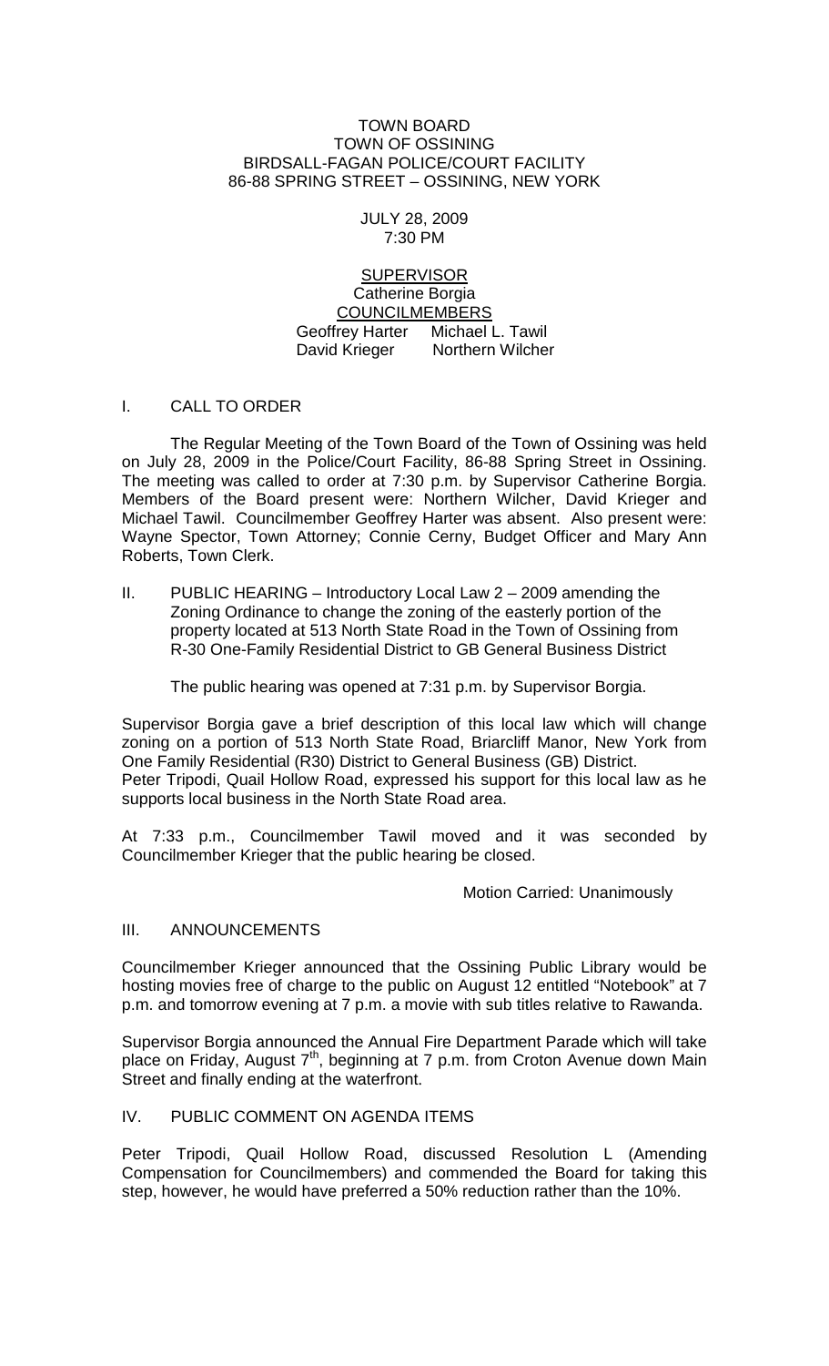TOWN BOARD
TOWN OF OSSINING
BIRDSALL-FAGAN POLICE/COURT FACILITY
86-88 SPRING STREET – OSSINING, NEW YORK

JULY 28, 2009
7:30 PM

SUPERVISOR
Catherine Borgia
COUNCILMEMBERS
Geoffrey Harter Michael L. Tawil
David Krieger Northern Wilcher

## I. CALL TO ORDER

The Regular Meeting of the Town Board of the Town of Ossining was held on July 28, 2009 in the Police/Court Facility, 86-88 Spring Street in Ossining. The meeting was called to order at 7:30 p.m. by Supervisor Catherine Borgia. Members of the Board present were: Northern Wilcher, David Krieger and Michael Tawil. Councilmember Geoffrey Harter was absent. Also present were: Wayne Spector, Town Attorney; Connie Cerny, Budget Officer and Mary Ann Roberts, Town Clerk.

## II. PUBLIC HEARING – Introductory Local Law 2 – 2009 amending the Zoning Ordinance to change the zoning of the easterly portion of the property located at 513 North State Road in the Town of Ossining from R-30 One-Family Residential District to GB General Business District

The public hearing was opened at 7:31 p.m. by Supervisor Borgia.

Supervisor Borgia gave a brief description of this local law which will change zoning on a portion of 513 North State Road, Briarcliff Manor, New York from One Family Residential (R30) District to General Business (GB) District.
Peter Tripodi, Quail Hollow Road, expressed his support for this local law as he supports local business in the North State Road area.

At 7:33 p.m., Councilmember Tawil moved and it was seconded by Councilmember Krieger that the public hearing be closed.

Motion Carried: Unanimously

## III. ANNOUNCEMENTS

Councilmember Krieger announced that the Ossining Public Library would be hosting movies free of charge to the public on August 12 entitled "Notebook" at 7 p.m. and tomorrow evening at 7 p.m. a movie with sub titles relative to Rawanda.

Supervisor Borgia announced the Annual Fire Department Parade which will take place on Friday, August 7th, beginning at 7 p.m. from Croton Avenue down Main Street and finally ending at the waterfront.

## IV. PUBLIC COMMENT ON AGENDA ITEMS

Peter Tripodi, Quail Hollow Road, discussed Resolution L (Amending Compensation for Councilmembers) and commended the Board for taking this step, however, he would have preferred a 50% reduction rather than the 10%.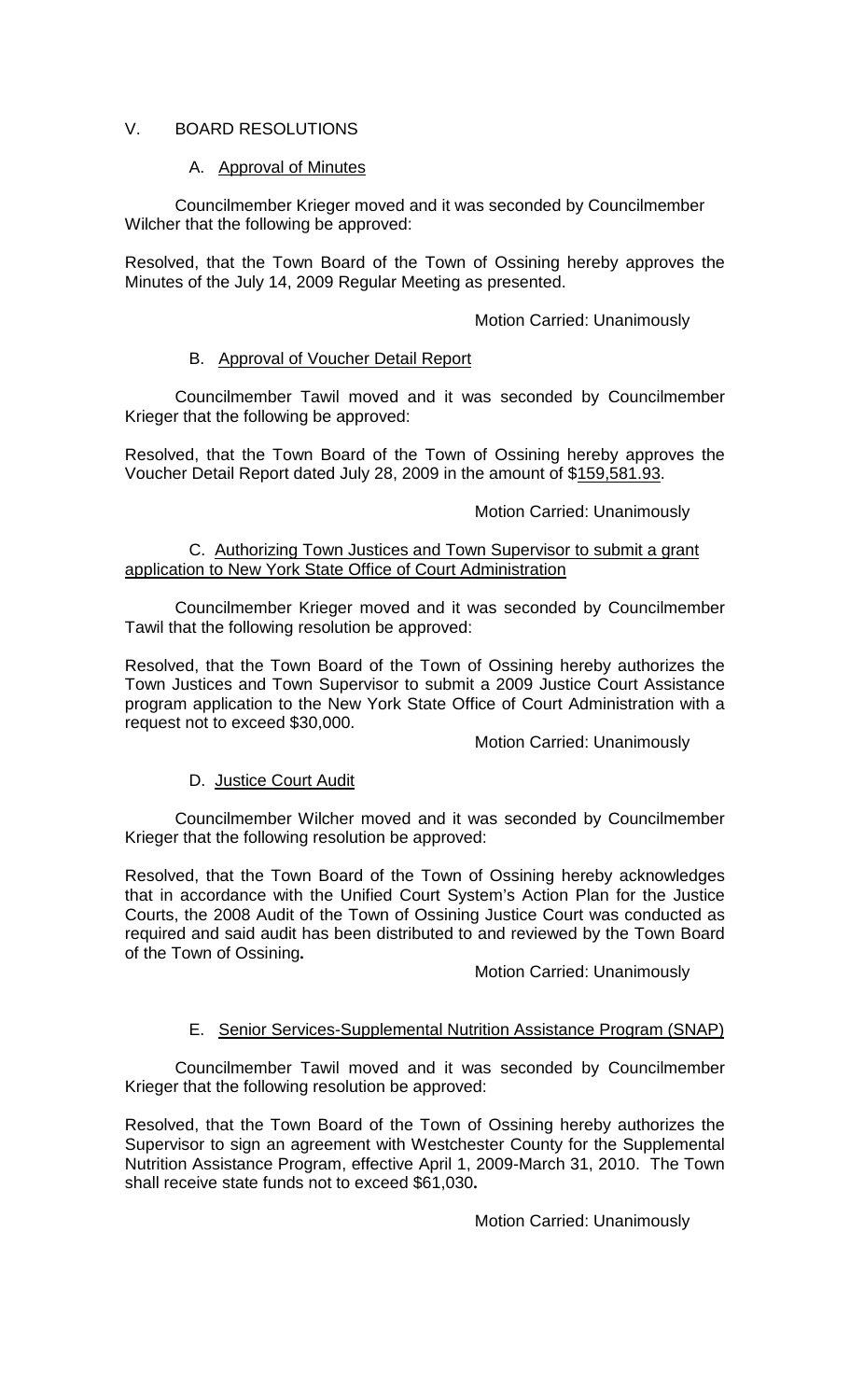## V. BOARD RESOLUTIONS

### A. Approval of Minutes

Councilmember Krieger moved and it was seconded by Councilmember Wilcher that the following be approved:

Resolved, that the Town Board of the Town of Ossining hereby approves the Minutes of the July 14, 2009 Regular Meeting as presented.

Motion Carried: Unanimously

### B. Approval of Voucher Detail Report

Councilmember Tawil moved and it was seconded by Councilmember Krieger that the following be approved:

Resolved, that the Town Board of the Town of Ossining hereby approves the Voucher Detail Report dated July 28, 2009 in the amount of $159,581.93.

Motion Carried: Unanimously

### C. Authorizing Town Justices and Town Supervisor to submit a grant application to New York State Office of Court Administration

Councilmember Krieger moved and it was seconded by Councilmember Tawil that the following resolution be approved:

Resolved, that the Town Board of the Town of Ossining hereby authorizes the Town Justices and Town Supervisor to submit a 2009 Justice Court Assistance program application to the New York State Office of Court Administration with a request not to exceed $30,000.

Motion Carried: Unanimously

### D. Justice Court Audit

Councilmember Wilcher moved and it was seconded by Councilmember Krieger that the following resolution be approved:

Resolved, that the Town Board of the Town of Ossining hereby acknowledges that in accordance with the Unified Court System's Action Plan for the Justice Courts, the 2008 Audit of the Town of Ossining Justice Court was conducted as required and said audit has been distributed to and reviewed by the Town Board of the Town of Ossining.

Motion Carried: Unanimously

### E. Senior Services-Supplemental Nutrition Assistance Program (SNAP)

Councilmember Tawil moved and it was seconded by Councilmember Krieger that the following resolution be approved:

Resolved, that the Town Board of the Town of Ossining hereby authorizes the Supervisor to sign an agreement with Westchester County for the Supplemental Nutrition Assistance Program, effective April 1, 2009-March 31, 2010. The Town shall receive state funds not to exceed $61,030.

Motion Carried: Unanimously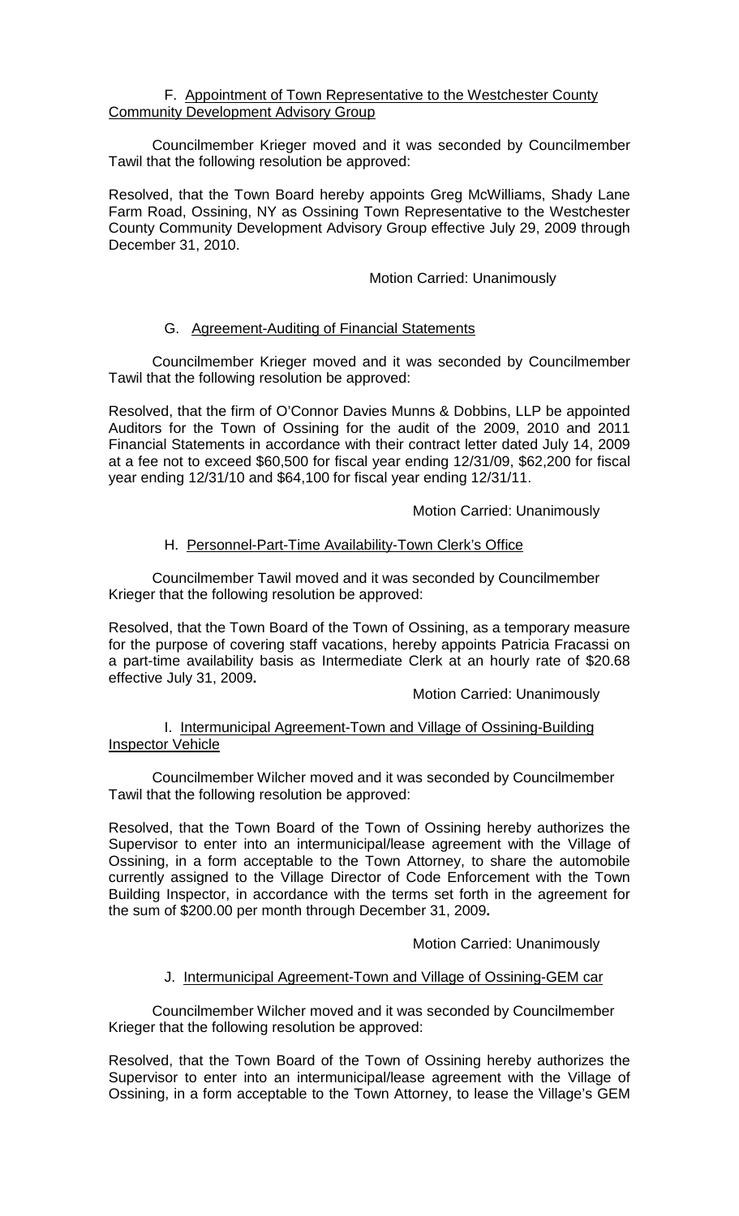F. Appointment of Town Representative to the Westchester County Community Development Advisory Group

Councilmember Krieger moved and it was seconded by Councilmember Tawil that the following resolution be approved:

Resolved, that the Town Board hereby appoints Greg McWilliams, Shady Lane Farm Road, Ossining, NY as Ossining Town Representative to the Westchester County Community Development Advisory Group effective July 29, 2009 through December 31, 2010.

Motion Carried: Unanimously

G. Agreement-Auditing of Financial Statements

Councilmember Krieger moved and it was seconded by Councilmember Tawil that the following resolution be approved:

Resolved, that the firm of O'Connor Davies Munns & Dobbins, LLP be appointed Auditors for the Town of Ossining for the audit of the 2009, 2010 and 2011 Financial Statements in accordance with their contract letter dated July 14, 2009 at a fee not to exceed $60,500 for fiscal year ending 12/31/09, $62,200 for fiscal year ending 12/31/10 and $64,100 for fiscal year ending 12/31/11.

Motion Carried: Unanimously

H. Personnel-Part-Time Availability-Town Clerk's Office

Councilmember Tawil moved and it was seconded by Councilmember Krieger that the following resolution be approved:

Resolved, that the Town Board of the Town of Ossining, as a temporary measure for the purpose of covering staff vacations, hereby appoints Patricia Fracassi on a part-time availability basis as Intermediate Clerk at an hourly rate of $20.68 effective July 31, 2009**.**

Motion Carried: Unanimously

I. Intermunicipal Agreement-Town and Village of Ossining-Building Inspector Vehicle

Councilmember Wilcher moved and it was seconded by Councilmember Tawil that the following resolution be approved:

Resolved, that the Town Board of the Town of Ossining hereby authorizes the Supervisor to enter into an intermunicipal/lease agreement with the Village of Ossining, in a form acceptable to the Town Attorney, to share the automobile currently assigned to the Village Director of Code Enforcement with the Town Building Inspector, in accordance with the terms set forth in the agreement for the sum of $200.00 per month through December 31, 2009**.**

Motion Carried: Unanimously

J. Intermunicipal Agreement-Town and Village of Ossining-GEM car

Councilmember Wilcher moved and it was seconded by Councilmember Krieger that the following resolution be approved:

Resolved, that the Town Board of the Town of Ossining hereby authorizes the Supervisor to enter into an intermunicipal/lease agreement with the Village of Ossining, in a form acceptable to the Town Attorney, to lease the Village's GEM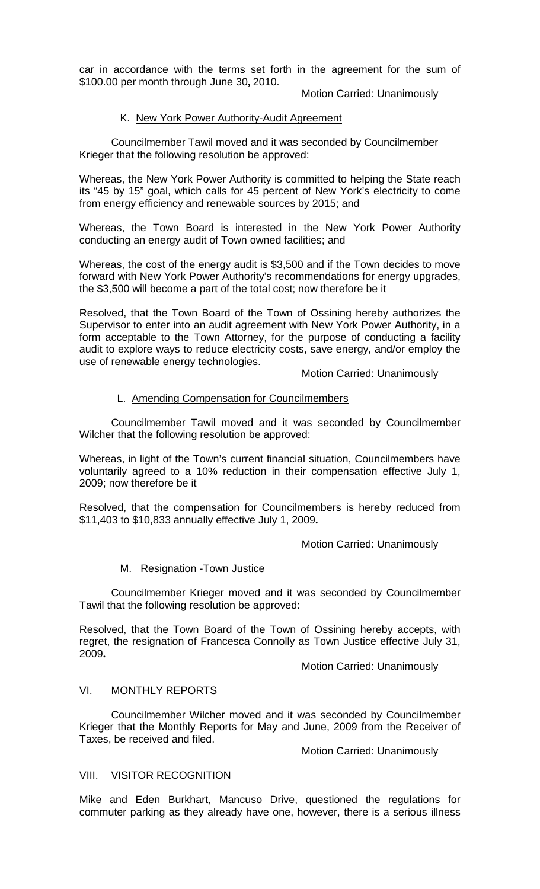car in accordance with the terms set forth in the agreement for the sum of $100.00 per month through June 30**,** 2010.

Motion Carried: Unanimously

K. New York Power Authority-Audit Agreement

Councilmember Tawil moved and it was seconded by Councilmember Krieger that the following resolution be approved:

Whereas, the New York Power Authority is committed to helping the State reach its "45 by 15" goal, which calls for 45 percent of New York's electricity to come from energy efficiency and renewable sources by 2015; and

Whereas, the Town Board is interested in the New York Power Authority conducting an energy audit of Town owned facilities; and

Whereas, the cost of the energy audit is $3,500 and if the Town decides to move forward with New York Power Authority's recommendations for energy upgrades, the $3,500 will become a part of the total cost; now therefore be it

Resolved, that the Town Board of the Town of Ossining hereby authorizes the Supervisor to enter into an audit agreement with New York Power Authority, in a form acceptable to the Town Attorney, for the purpose of conducting a facility audit to explore ways to reduce electricity costs, save energy, and/or employ the use of renewable energy technologies.

Motion Carried: Unanimously

L. Amending Compensation for Councilmembers

Councilmember Tawil moved and it was seconded by Councilmember Wilcher that the following resolution be approved:

Whereas, in light of the Town's current financial situation, Councilmembers have voluntarily agreed to a 10% reduction in their compensation effective July 1, 2009; now therefore be it

Resolved, that the compensation for Councilmembers is hereby reduced from $11,403 to $10,833 annually effective July 1, 2009**.**

Motion Carried: Unanimously

M. Resignation -Town Justice

Councilmember Krieger moved and it was seconded by Councilmember Tawil that the following resolution be approved:

Resolved, that the Town Board of the Town of Ossining hereby accepts, with regret, the resignation of Francesca Connolly as Town Justice effective July 31, 2009**.**

Motion Carried: Unanimously

VI. MONTHLY REPORTS

Councilmember Wilcher moved and it was seconded by Councilmember Krieger that the Monthly Reports for May and June, 2009 from the Receiver of Taxes, be received and filed.

Motion Carried: Unanimously

VIII. VISITOR RECOGNITION

Mike and Eden Burkhart, Mancuso Drive, questioned the regulations for commuter parking as they already have one, however, there is a serious illness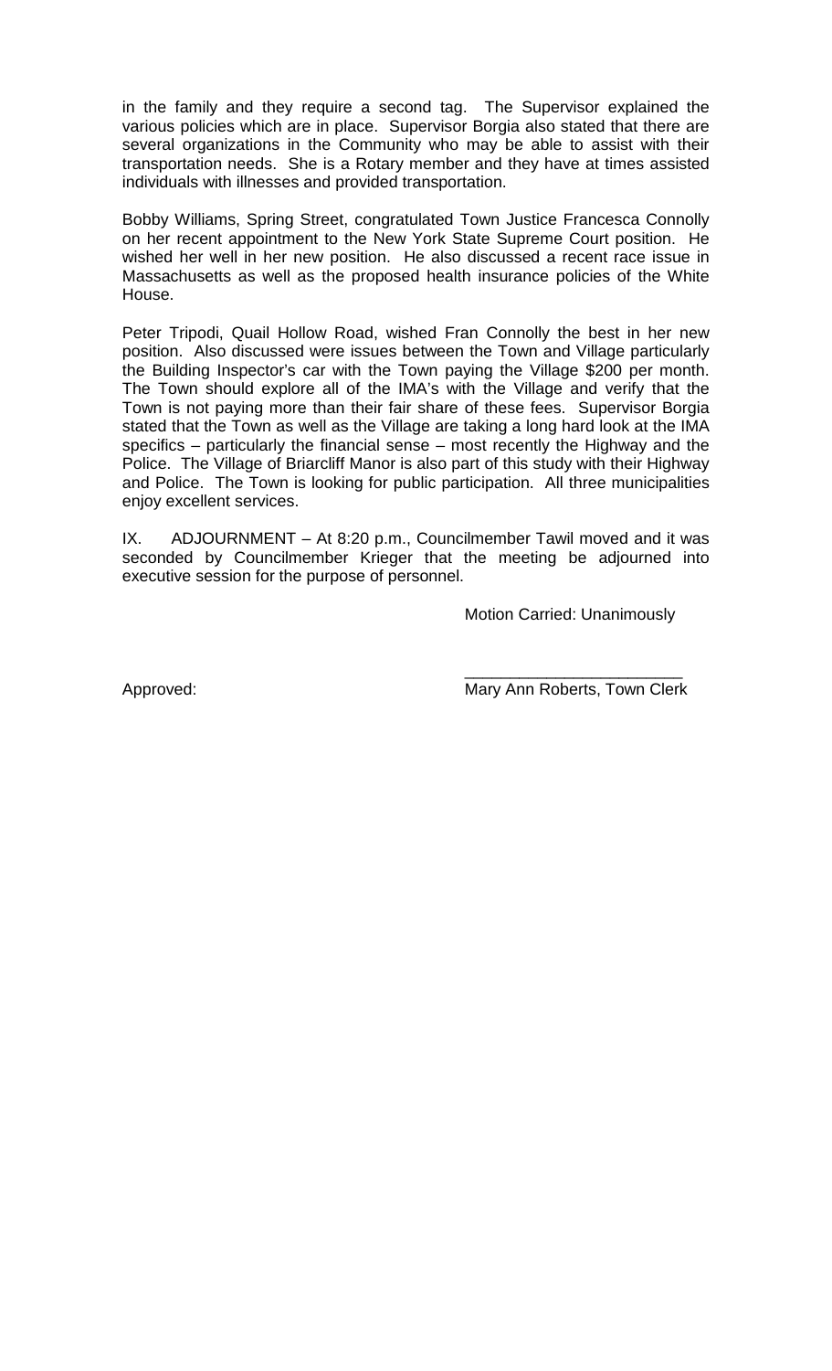in the family and they require a second tag. The Supervisor explained the various policies which are in place. Supervisor Borgia also stated that there are several organizations in the Community who may be able to assist with their transportation needs. She is a Rotary member and they have at times assisted individuals with illnesses and provided transportation.

Bobby Williams, Spring Street, congratulated Town Justice Francesca Connolly on her recent appointment to the New York State Supreme Court position. He wished her well in her new position. He also discussed a recent race issue in Massachusetts as well as the proposed health insurance policies of the White House.

Peter Tripodi, Quail Hollow Road, wished Fran Connolly the best in her new position. Also discussed were issues between the Town and Village particularly the Building Inspector's car with the Town paying the Village $200 per month. The Town should explore all of the IMA's with the Village and verify that the Town is not paying more than their fair share of these fees. Supervisor Borgia stated that the Town as well as the Village are taking a long hard look at the IMA specifics – particularly the financial sense – most recently the Highway and the Police. The Village of Briarcliff Manor is also part of this study with their Highway and Police. The Town is looking for public participation. All three municipalities enjoy excellent services.

IX. ADJOURNMENT – At 8:20 p.m., Councilmember Tawil moved and it was seconded by Councilmember Krieger that the meeting be adjourned into executive session for the purpose of personnel.

Motion Carried: Unanimously

Approved: \_\_\_\_\_\_\_\_\_\_\_\_\_\_\_\_\_\_\_\_\_\_\_\_

Mary Ann Roberts, Town Clerk